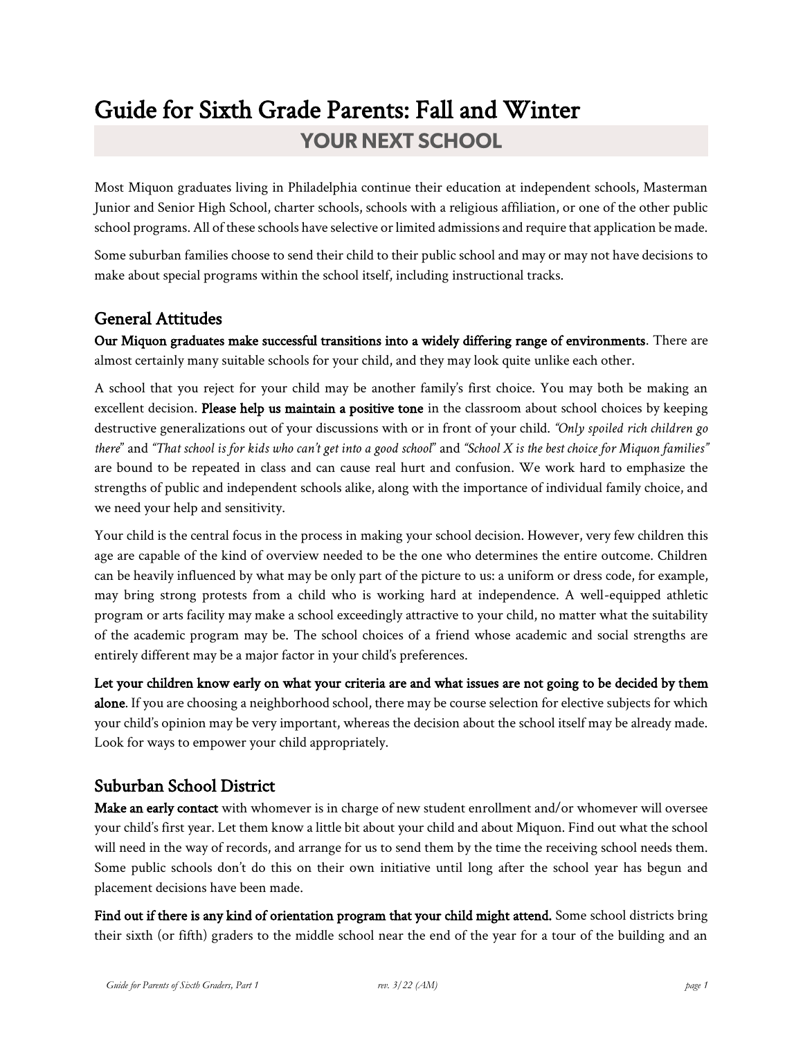# Guide for Sixth Grade Parents: Fall and Winter

## YOUR NEXT SCHOOL

Most Miquon graduates living in Philadelphia continue their education at independent schools, Masterman Junior and Senior High School, charter schools, schools with a religious affiliation, or one of the other public school programs. All of these schools have selective or limited admissions and require that application be made.

Some suburban families choose to send their child to their public school and may or may not have decisions to make about special programs within the school itself, including instructional tracks.

## General Attitudes

**Our Miquon graduates make successful transitions into a widely differing range of environments**. There are almost certainly many suitable schools for your child, and they may look quite unlike each other.

A school that you reject for your child may be another family's first choice. You may both be making an excellent decision. **Please help us maintain a positive tone** in the classroom about school choices by keeping destructive generalizations out of your discussions with or in front of your child. *"Only spoiled rich children go there"* and *"That school is for kids who can't get into a good school"* and *"School X is the best choice for Miquon families"* are bound to be repeated in class and can cause real hurt and confusion. We work hard to emphasize the strengths of public and independent schools alike, along with the importance of individual family choice, and we need your help and sensitivity.

Your child is the central focus in the process in making your school decision. However, very few children this age are capable of the kind of overview needed to be the one who determines the entire outcome. Children can be heavily influenced by what may be only part of the picture to us: a uniform or dress code, for example, may bring strong protests from a child who is working hard at independence. A well-equipped athletic program or arts facility may make a school exceedingly attractive to your child, no matter what the suitability of the academic program may be. The school choices of a friend whose academic and social strengths are entirely different may be a major factor in your child's preferences.

**Let your children know early on what your criteria are and what issues are not going to be decided by them alone**. If you are choosing a neighborhood school, there may be course selection for elective subjects for which your child's opinion may be very important, whereas the decision about the school itself may be already made. Look for ways to empower your child appropriately.

## Suburban School District

**Make an early contact** with whomever is in charge of new student enrollment and/or whomever will oversee your child's first year. Let them know a little bit about your child and about Miquon. Find out what the school will need in the way of records, and arrange for us to send them by the time the receiving school needs them. Some public schools don't do this on their own initiative until long after the school year has begun and placement decisions have been made.

**Find out if there is any kind of orientation program that your child might attend.** Some school districts bring their sixth (or fifth) graders to the middle school near the end of the year for a tour of the building and an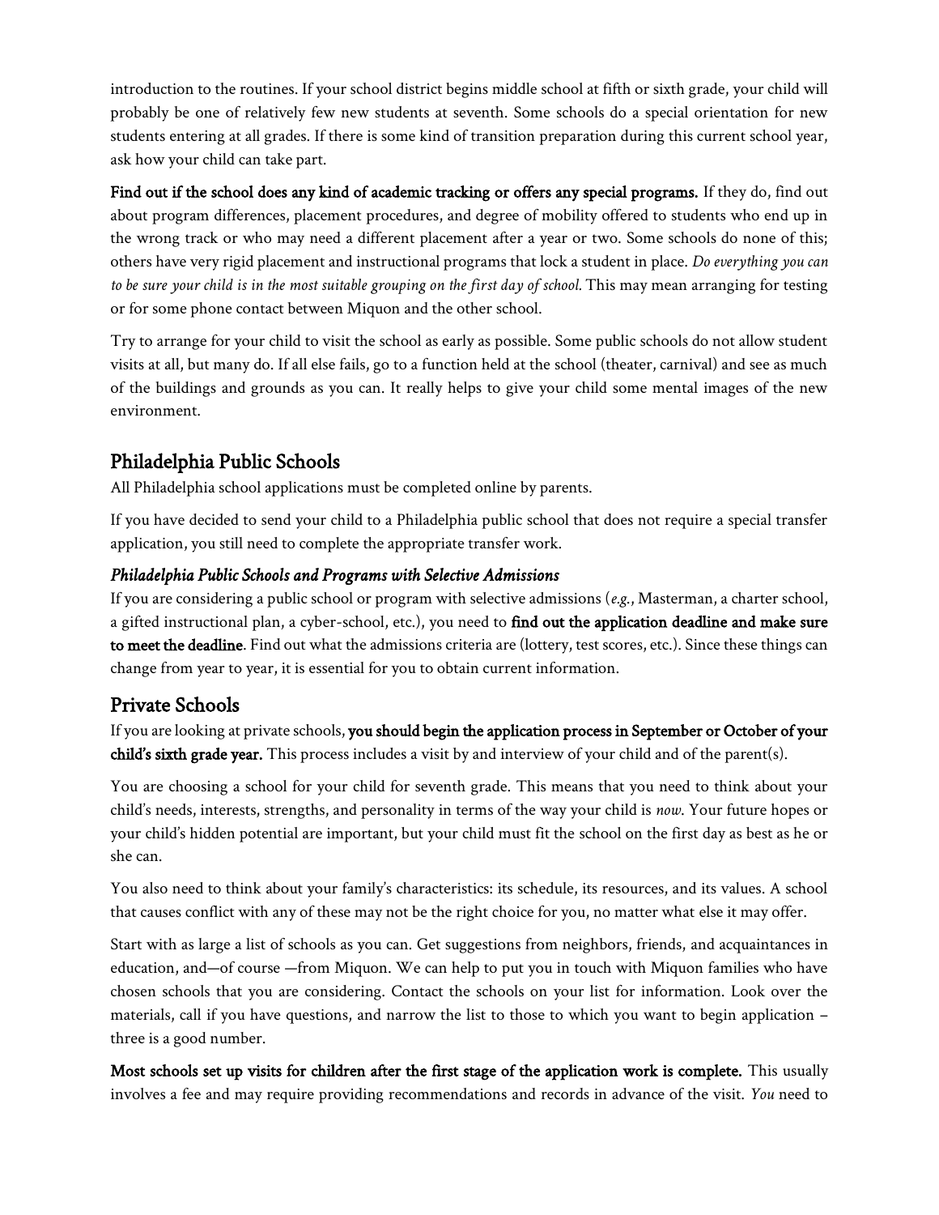introduction to the routines. If your school district begins middle school at fifth or sixth grade, your child will probably be one of relatively few new students at seventh. Some schools do a special orientation for new students entering at all grades. If there is some kind of transition preparation during this current school year, ask how your child can take part.

**Find out if the school does any kind of academic tracking or offers any special programs.** If they do, find out about program differences, placement procedures, and degree of mobility offered to students who end up in the wrong track or who may need a different placement after a year or two. Some schools do none of this; others have very rigid placement and instructional programs that lock a student in place. *Do everything you can to be sure your child is in the most suitable grouping on the first day of school.* This may mean arranging for testing or for some phone contact between Miquon and the other school.

Try to arrange for your child to visit the school as early as possible. Some public schools do not allow student visits at all, but many do. If all else fails, go to a function held at the school (theater, carnival) and see as much of the buildings and grounds as you can. It really helps to give your child some mental images of the new environment.

## Philadelphia Public Schools

All Philadelphia school applications must be completed online by parents.

If you have decided to send your child to a Philadelphia public school that does not require a special transfer application, you still need to complete the appropriate transfer work.

### *Philadelphia Public Schools and Programs with Selective Admissions*

If you are considering a public school or program with selective admissions (*e.g.*, Masterman, a charter school, a gifted instructional plan, a cyber-school, etc.), you need to **find out the application deadline and make sure to meet the deadline**. Find out what the admissions criteria are (lottery, test scores, etc.). Since these things can change from year to year, it is essential for you to obtain current information.

## Private Schools

If you are looking at private schools, **you should begin the application process in September or October of your child's sixth grade year.** This process includes a visit by and interview of your child and of the parent(s).

You are choosing a school for your child for seventh grade. This means that you need to think about your child's needs, interests, strengths, and personality in terms of the way your child is *now.* Your future hopes or your child's hidden potential are important, but your child must fit the school on the first day as best as he or she can.

You also need to think about your family's characteristics: its schedule, its resources, and its values. A school that causes conflict with any of these may not be the right choice for you, no matter what else it may offer.

Start with as large a list of schools as you can. Get suggestions from neighbors, friends, and acquaintances in education, and—of course —from Miquon. We can help to put you in touch with Miquon families who have chosen schools that you are considering. Contact the schools on your list for information. Look over the materials, call if you have questions, and narrow the list to those to which you want to begin application – three is a good number.

**Most schools set up visits for children after the first stage of the application work is complete.** This usually involves a fee and may require providing recommendations and records in advance of the visit. *You* need to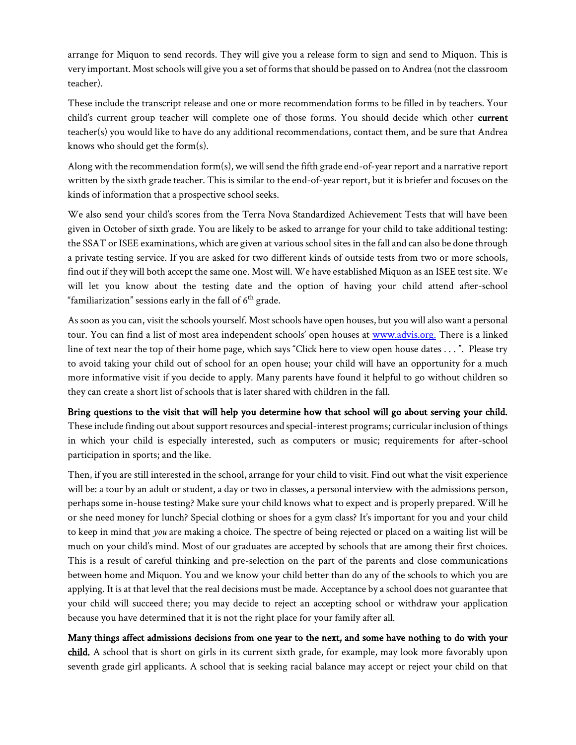arrange for Miquon to send records. They will give you a release form to sign and send to Miquon. This is very important. Most schools will give you a set of forms that should be passed on to Andrea (not the classroom teacher).

These include the transcript release and one or more recommendation forms to be filled in by teachers. Your child's current group teacher will complete one of those forms. You should decide which other **current** teacher(s) you would like to have do any additional recommendations, contact them, and be sure that Andrea knows who should get the form(s).

Along with the recommendation form(s), we will send the fifth grade end-of-year report and a narrative report written by the sixth grade teacher. This is similar to the end-of-year report, but it is briefer and focuses on the kinds of information that a prospective school seeks.

We also send your child's scores from the Terra Nova Standardized Achievement Tests that will have been given in October of sixth grade. You are likely to be asked to arrange for your child to take additional testing: the SSAT or ISEE examinations, which are given at various school sites in the fall and can also be done through a private testing service. If you are asked for two different kinds of outside tests from two or more schools, find out if they will both accept the same one. Most will. We have established Miquon as an ISEE test site. We will let you know about the testing date and the option of having your child attend after-school "familiarization" sessions early in the fall of 6th grade.

As soon as you can, visit the schools yourself. Most schools have open houses, but you will also want a personal tour. You can find a list of most area independent schools' open houses at [www.advis.org.](http://www.advis.org) There is a linked line of text near the top of their home page, which says "Click here to view open house dates . . . ". Please try to avoid taking your child out of school for an open house; your child will have an opportunity for a much more informative visit if you decide to apply. Many parents have found it helpful to go without children so they can create a short list of schools that is later shared with children in the fall.

**Bring questions to the visit that will help you determine how that school will go about serving your child.** These include finding out about support resources and special-interest programs; curricular inclusion of things in which your child is especially interested, such as computers or music; requirements for after-school participation in sports; and the like.

Then, if you are still interested in the school, arrange for your child to visit. Find out what the visit experience will be: a tour by an adult or student, a day or two in classes, a personal interview with the admissions person, perhaps some in-house testing? Make sure your child knows what to expect and is properly prepared. Will he or she need money for lunch? Special clothing or shoes for a gym class? It's important for you and your child to keep in mind that *you* are making a choice. The spectre of being rejected or placed on a waiting list will be much on your child's mind. Most of our graduates are accepted by schools that are among their first choices. This is a result of careful thinking and pre-selection on the part of the parents and close communications between home and Miquon. You and we know your child better than do any of the schools to which you are applying. It is at that level that the real decisions must be made. Acceptance by a school does not guarantee that your child will succeed there; you may decide to reject an accepting school or withdraw your application because you have determined that it is not the right place for your family after all.

**Many things affect admissions decisions from one year to the next, and some have nothing to do with your child.** A school that is short on girls in its current sixth grade, for example, may look more favorably upon seventh grade girl applicants. A school that is seeking racial balance may accept or reject your child on that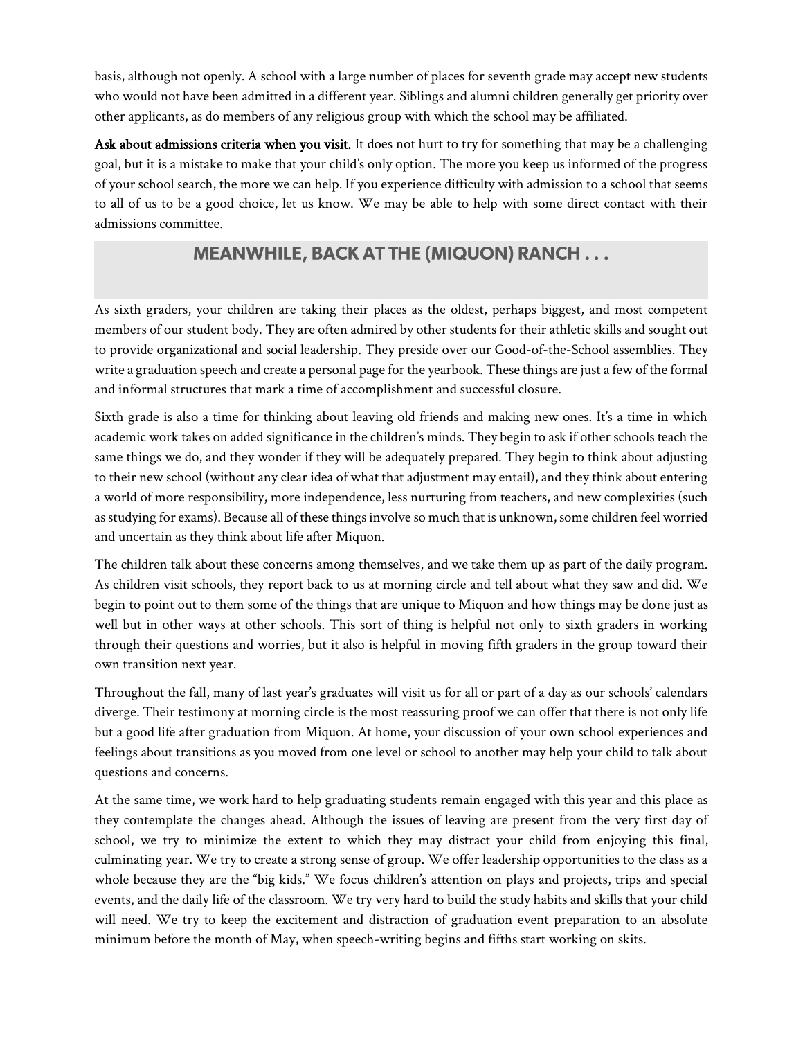basis, although not openly. A school with a large number of places for seventh grade may accept new students who would not have been admitted in a different year. Siblings and alumni children generally get priority over other applicants, as do members of any religious group with which the school may be affiliated.

**Ask about admissions criteria when you visit.** It does not hurt to try for something that may be a challenging goal, but it is a mistake to make that your child's only option. The more you keep us informed of the progress of your school search, the more we can help. If you experience difficulty with admission to a school that seems to all of us to be a good choice, let us know. We may be able to help with some direct contact with their admissions committee.

## MEANWHILE, BACK AT THE (MIQUON) RANCH . . .

As sixth graders, your children are taking their places as the oldest, perhaps biggest, and most competent members of our student body. They are often admired by other students for their athletic skills and sought out to provide organizational and social leadership. They preside over our Good-of-the-School assemblies. They write a graduation speech and create a personal page for the yearbook. These things are just a few of the formal and informal structures that mark a time of accomplishment and successful closure.

Sixth grade is also a time for thinking about leaving old friends and making new ones. It's a time in which academic work takes on added significance in the children's minds. They begin to ask if other schools teach the same things we do, and they wonder if they will be adequately prepared. They begin to think about adjusting to their new school (without any clear idea of what that adjustment may entail), and they think about entering a world of more responsibility, more independence, less nurturing from teachers, and new complexities (such as studying for exams). Because all of these things involve so much that is unknown, some children feel worried and uncertain as they think about life after Miquon.

The children talk about these concerns among themselves, and we take them up as part of the daily program. As children visit schools, they report back to us at morning circle and tell about what they saw and did. We begin to point out to them some of the things that are unique to Miquon and how things may be done just as well but in other ways at other schools. This sort of thing is helpful not only to sixth graders in working through their questions and worries, but it also is helpful in moving fifth graders in the group toward their own transition next year.

Throughout the fall, many of last year's graduates will visit us for all or part of a day as our schools' calendars diverge. Their testimony at morning circle is the most reassuring proof we can offer that there is not only life but a good life after graduation from Miquon. At home, your discussion of your own school experiences and feelings about transitions as you moved from one level or school to another may help your child to talk about questions and concerns.

At the same time, we work hard to help graduating students remain engaged with this year and this place as they contemplate the changes ahead. Although the issues of leaving are present from the very first day of school, we try to minimize the extent to which they may distract your child from enjoying this final, culminating year. We try to create a strong sense of group. We offer leadership opportunities to the class as a whole because they are the "big kids." We focus children's attention on plays and projects, trips and special events, and the daily life of the classroom. We try very hard to build the study habits and skills that your child will need. We try to keep the excitement and distraction of graduation event preparation to an absolute minimum before the month of May, when speech-writing begins and fifths start working on skits.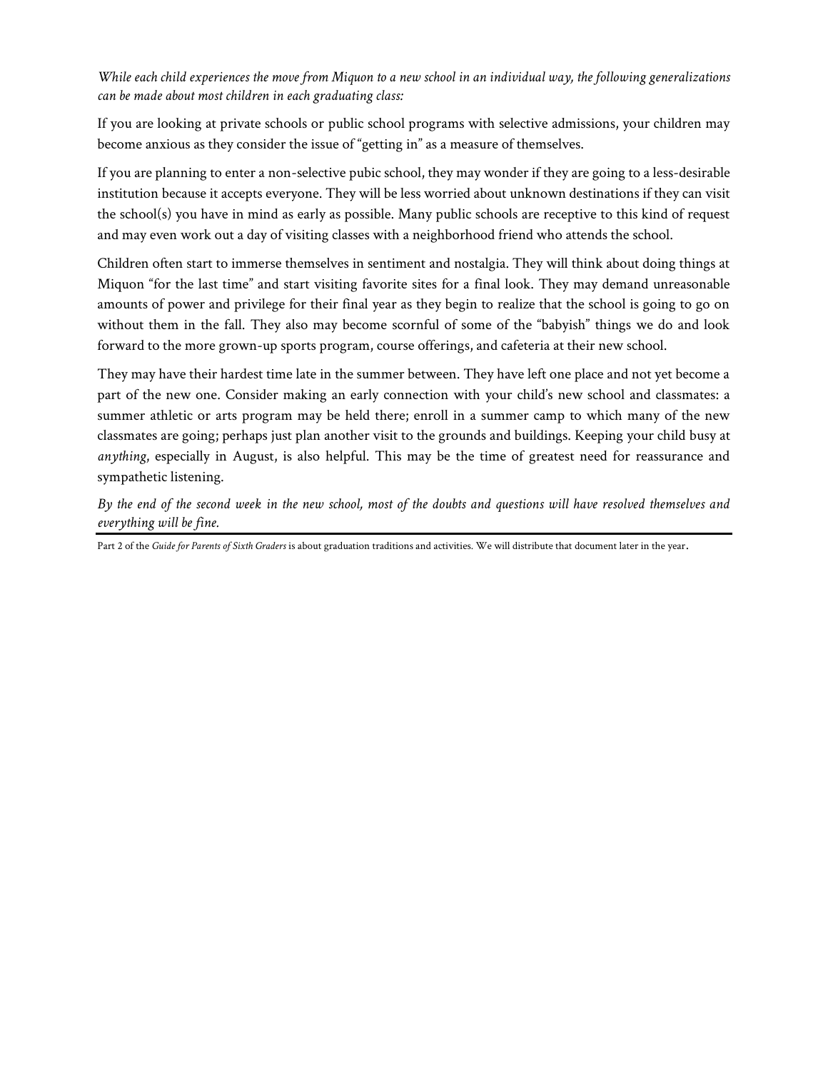*While each child experiences the move from Miquon to a new school in an individual way, the following generalizations can be made about most children in each graduating class:*

If you are looking at private schools or public school programs with selective admissions, your children may become anxious as they consider the issue of "getting in" as a measure of themselves.

If you are planning to enter a non-selective pubic school, they may wonder if they are going to a less-desirable institution because it accepts everyone. They will be less worried about unknown destinations if they can visit the school(s) you have in mind as early as possible. Many public schools are receptive to this kind of request and may even work out a day of visiting classes with a neighborhood friend who attends the school.

Children often start to immerse themselves in sentiment and nostalgia. They will think about doing things at Miquon "for the last time" and start visiting favorite sites for a final look. They may demand unreasonable amounts of power and privilege for their final year as they begin to realize that the school is going to go on without them in the fall. They also may become scornful of some of the "babyish" things we do and look forward to the more grown-up sports program, course offerings, and cafeteria at their new school.

They may have their hardest time late in the summer between. They have left one place and not yet become a part of the new one. Consider making an early connection with your child's new school and classmates: a summer athletic or arts program may be held there; enroll in a summer camp to which many of the new classmates are going; perhaps just plan another visit to the grounds and buildings. Keeping your child busy at *anything*, especially in August, is also helpful. This may be the time of greatest need for reassurance and sympathetic listening.

*By the end of the second week in the new school, most of the doubts and questions will have resolved themselves and everything will be fine.*

---

Part 2 of the *Guide for Parents of Sixth Graders* is about graduation traditions and activities. We will distribute that document later in the year.